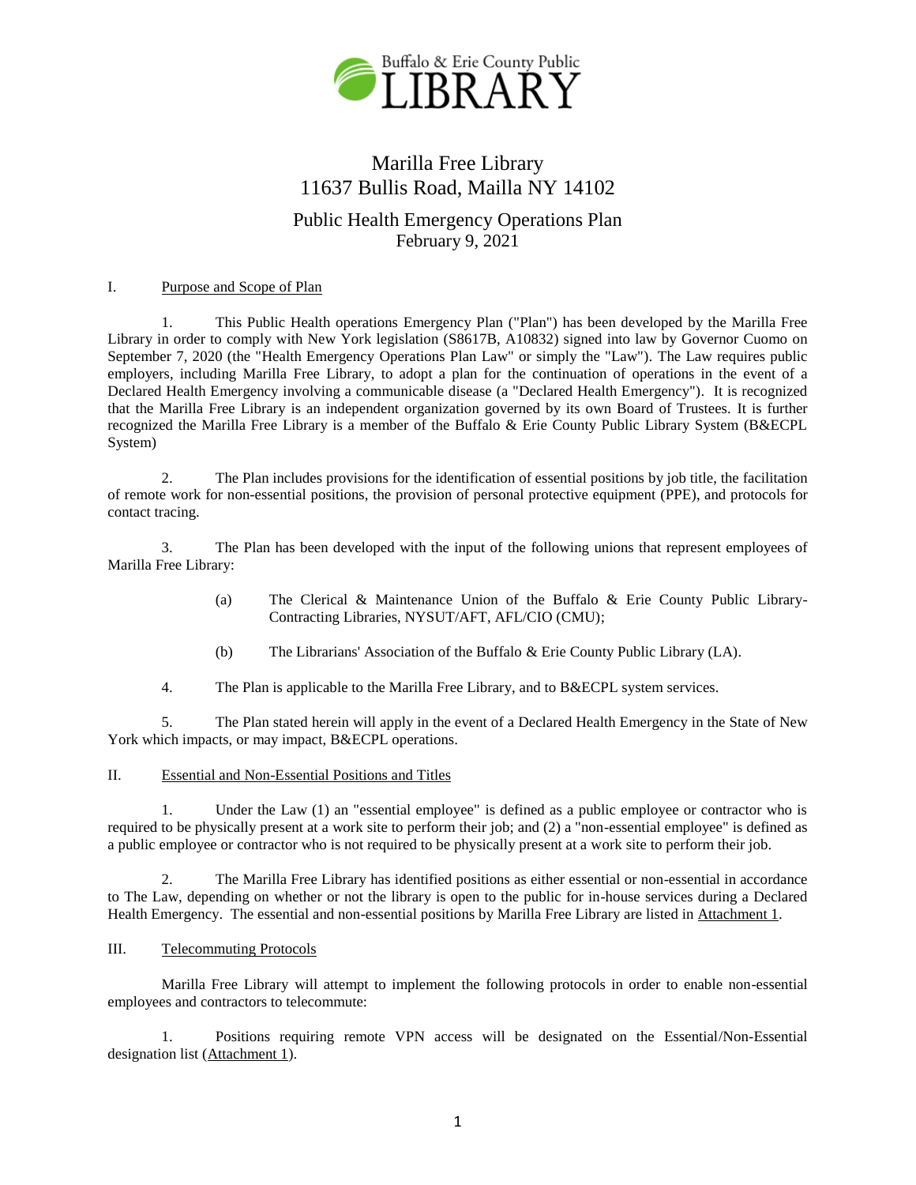Buffalo & Erie County Public LIBRARY

# Marilla Free Library
## 11637 Bullis Road, Mailla NY 14102

## Public Health Emergency Operations Plan
February 9, 2021

### I. Purpose and Scope of Plan

1. This Public Health operations Emergency Plan ("Plan") has been developed by the Marilla Free Library in order to comply with New York legislation (S8617B, A10832) signed into law by Governor Cuomo on September 7, 2020 (the "Health Emergency Operations Plan Law" or simply the "Law"). The Law requires public employers, including Marilla Free Library, to adopt a plan for the continuation of operations in the event of a Declared Health Emergency involving a communicable disease (a "Declared Health Emergency"). It is recognized that the Marilla Free Library is an independent organization governed by its own Board of Trustees. It is further recognized the Marilla Free Library is a member of the Buffalo & Erie County Public Library System (B&ECPL System)

2. The Plan includes provisions for the identification of essential positions by job title, the facilitation of remote work for non-essential positions, the provision of personal protective equipment (PPE), and protocols for contact tracing.

3. The Plan has been developed with the input of the following unions that represent employees of Marilla Free Library:

   (a) The Clerical & Maintenance Union of the Buffalo & Erie County Public Library-Contracting Libraries, NYSUT/AFT, AFL/CIO (CMU);

   (b) The Librarians' Association of the Buffalo & Erie County Public Library (LA).

4. The Plan is applicable to the Marilla Free Library, and to B&ECPL system services.

5. The Plan stated herein will apply in the event of a Declared Health Emergency in the State of New York which impacts, or may impact, B&ECPL operations.

### II. Essential and Non-Essential Positions and Titles

1. Under the Law (1) an "essential employee" is defined as a public employee or contractor who is required to be physically present at a work site to perform their job; and (2) a "non-essential employee" is defined as a public employee or contractor who is not required to be physically present at a work site to perform their job.

2. The Marilla Free Library has identified positions as either essential or non-essential in accordance to The Law, depending on whether or not the library is open to the public for in-house services during a Declared Health Emergency. The essential and non-essential positions by Marilla Free Library are listed in Attachment 1.

### III. Telecommuting Protocols

Marilla Free Library will attempt to implement the following protocols in order to enable non-essential employees and contractors to telecommute:

1. Positions requiring remote VPN access will be designated on the Essential/Non-Essential designation list (Attachment 1).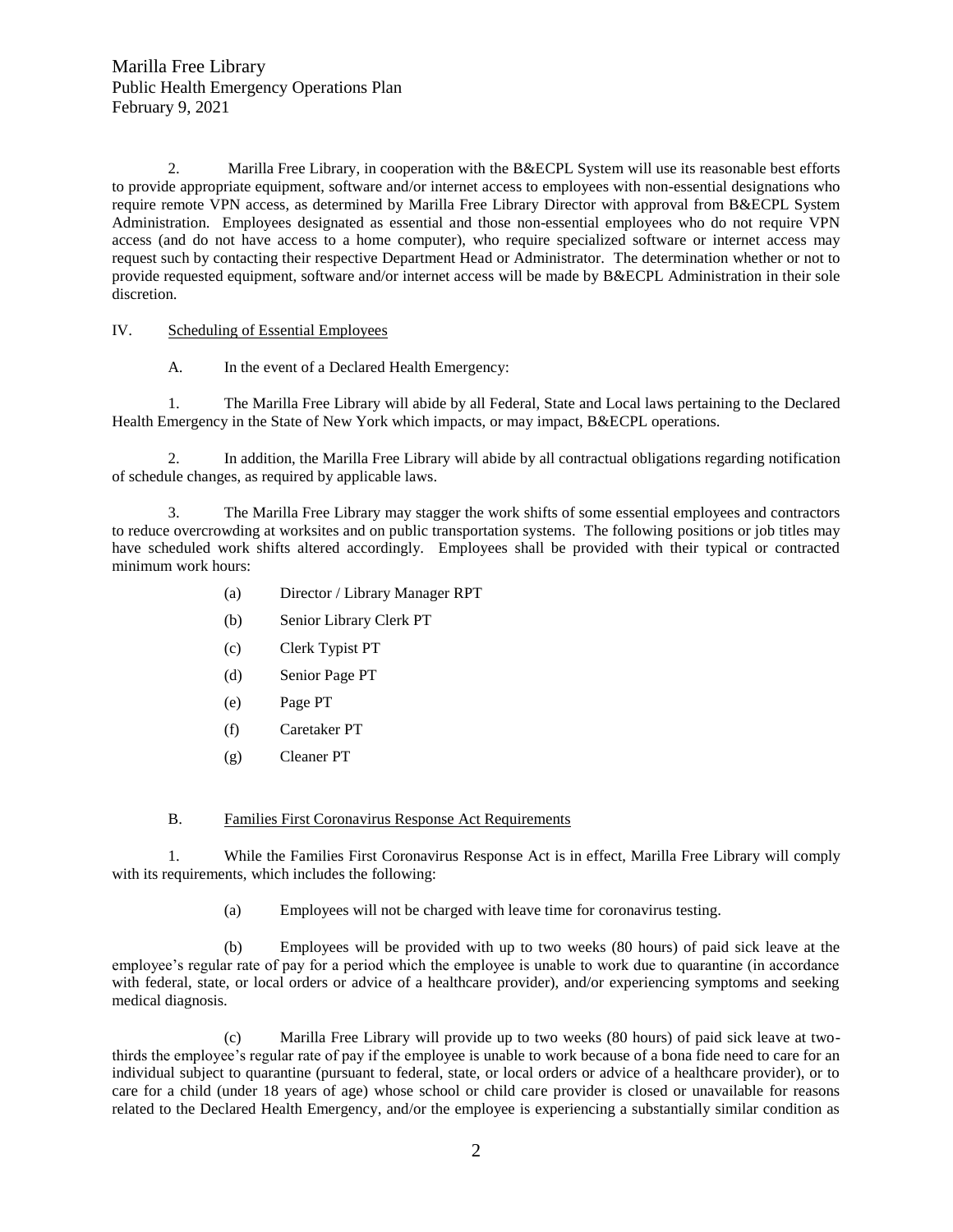2. Marilla Free Library, in cooperation with the B&ECPL System will use its reasonable best efforts to provide appropriate equipment, software and/or internet access to employees with non-essential designations who require remote VPN access, as determined by Marilla Free Library Director with approval from B&ECPL System Administration. Employees designated as essential and those non-essential employees who do not require VPN access (and do not have access to a home computer), who require specialized software or internet access may request such by contacting their respective Department Head or Administrator. The determination whether or not to provide requested equipment, software and/or internet access will be made by B&ECPL Administration in their sole discretion.

IV. Scheduling of Essential Employees

A. In the event of a Declared Health Emergency:

1. The Marilla Free Library will abide by all Federal, State and Local laws pertaining to the Declared Health Emergency in the State of New York which impacts, or may impact, B&ECPL operations.

2. In addition, the Marilla Free Library will abide by all contractual obligations regarding notification of schedule changes, as required by applicable laws.

3. The Marilla Free Library may stagger the work shifts of some essential employees and contractors to reduce overcrowding at worksites and on public transportation systems. The following positions or job titles may have scheduled work shifts altered accordingly. Employees shall be provided with their typical or contracted minimum work hours:

(a) Director / Library Manager RPT

(b) Senior Library Clerk PT

(c) Clerk Typist PT

(d) Senior Page PT

(e) Page PT

(f) Caretaker PT

(g) Cleaner PT

B. Families First Coronavirus Response Act Requirements

1. While the Families First Coronavirus Response Act is in effect, Marilla Free Library will comply with its requirements, which includes the following:

(a) Employees will not be charged with leave time for coronavirus testing.

(b) Employees will be provided with up to two weeks (80 hours) of paid sick leave at the employee's regular rate of pay for a period which the employee is unable to work due to quarantine (in accordance with federal, state, or local orders or advice of a healthcare provider), and/or experiencing symptoms and seeking medical diagnosis.

(c) Marilla Free Library will provide up to two weeks (80 hours) of paid sick leave at two-thirds the employee's regular rate of pay if the employee is unable to work because of a bona fide need to care for an individual subject to quarantine (pursuant to federal, state, or local orders or advice of a healthcare provider), or to care for a child (under 18 years of age) whose school or child care provider is closed or unavailable for reasons related to the Declared Health Emergency, and/or the employee is experiencing a substantially similar condition as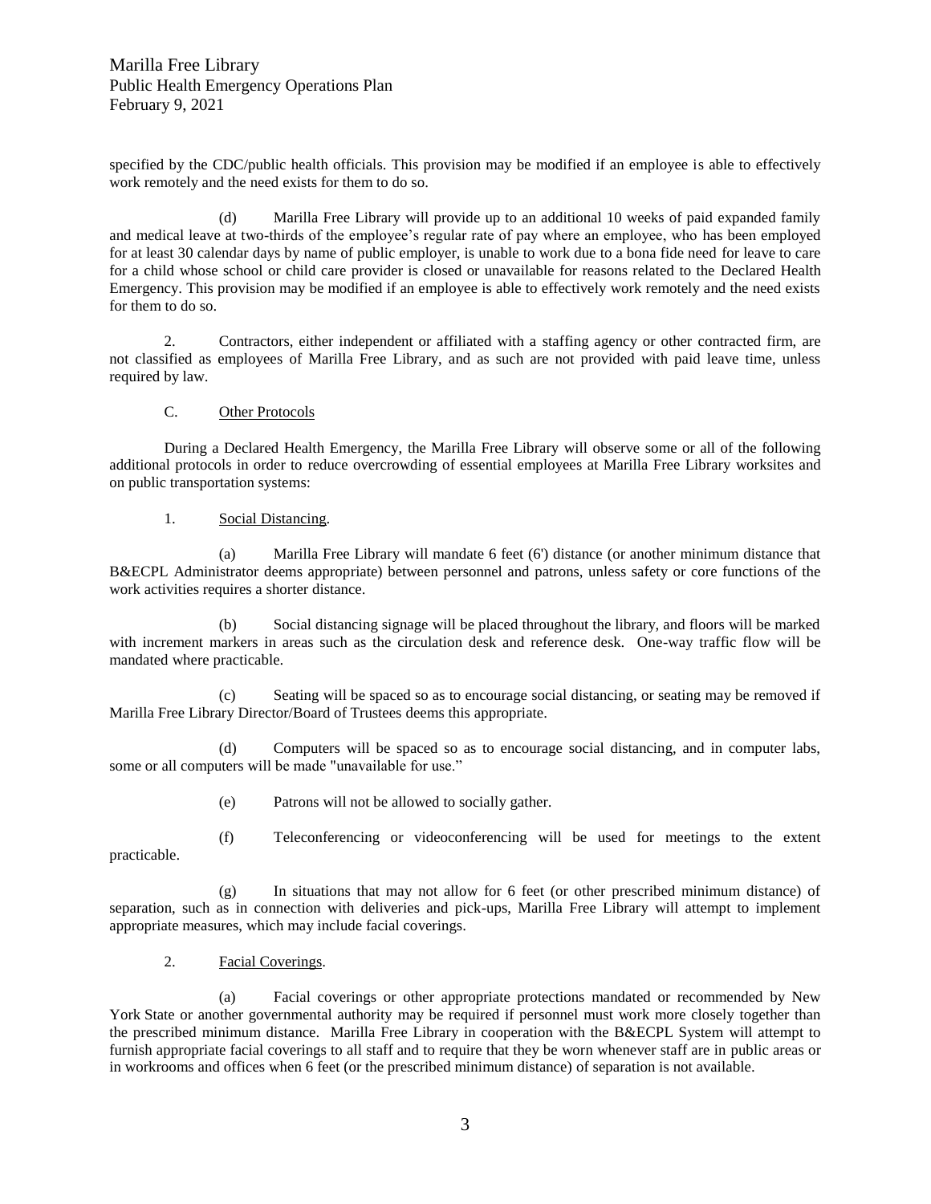specified by the CDC/public health officials. This provision may be modified if an employee is able to effectively work remotely and the need exists for them to do so.

(d) Marilla Free Library will provide up to an additional 10 weeks of paid expanded family and medical leave at two-thirds of the employee's regular rate of pay where an employee, who has been employed for at least 30 calendar days by name of public employer, is unable to work due to a bona fide need for leave to care for a child whose school or child care provider is closed or unavailable for reasons related to the Declared Health Emergency. This provision may be modified if an employee is able to effectively work remotely and the need exists for them to do so.

2. Contractors, either independent or affiliated with a staffing agency or other contracted firm, are not classified as employees of Marilla Free Library, and as such are not provided with paid leave time, unless required by law.

C. Other Protocols

During a Declared Health Emergency, the Marilla Free Library will observe some or all of the following additional protocols in order to reduce overcrowding of essential employees at Marilla Free Library worksites and on public transportation systems:

1. Social Distancing.

(a) Marilla Free Library will mandate 6 feet (6') distance (or another minimum distance that B&ECPL Administrator deems appropriate) between personnel and patrons, unless safety or core functions of the work activities requires a shorter distance.

(b) Social distancing signage will be placed throughout the library, and floors will be marked with increment markers in areas such as the circulation desk and reference desk. One-way traffic flow will be mandated where practicable.

(c) Seating will be spaced so as to encourage social distancing, or seating may be removed if Marilla Free Library Director/Board of Trustees deems this appropriate.

(d) Computers will be spaced so as to encourage social distancing, and in computer labs, some or all computers will be made "unavailable for use."

(e) Patrons will not be allowed to socially gather.

(f) Teleconferencing or videoconferencing will be used for meetings to the extent practicable.

(g) In situations that may not allow for 6 feet (or other prescribed minimum distance) of separation, such as in connection with deliveries and pick-ups, Marilla Free Library will attempt to implement appropriate measures, which may include facial coverings.

2. Facial Coverings.

(a) Facial coverings or other appropriate protections mandated or recommended by New York State or another governmental authority may be required if personnel must work more closely together than the prescribed minimum distance. Marilla Free Library in cooperation with the B&ECPL System will attempt to furnish appropriate facial coverings to all staff and to require that they be worn whenever staff are in public areas or in workrooms and offices when 6 feet (or the prescribed minimum distance) of separation is not available.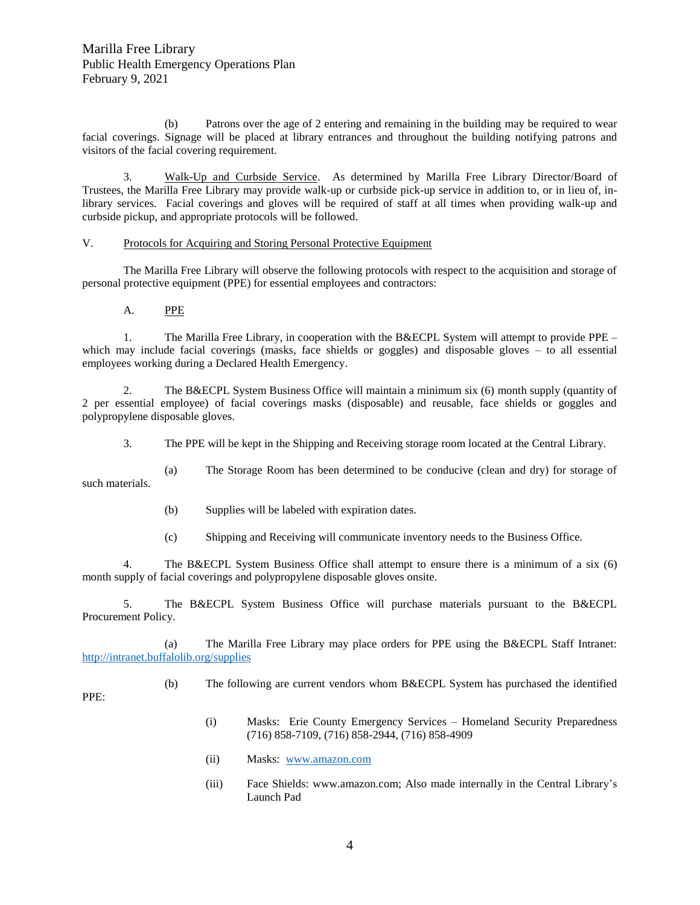(b) Patrons over the age of 2 entering and remaining in the building may be required to wear facial coverings. Signage will be placed at library entrances and throughout the building notifying patrons and visitors of the facial covering requirement.

3. Walk-Up and Curbside Service. As determined by Marilla Free Library Director/Board of Trustees, the Marilla Free Library may provide walk-up or curbside pick-up service in addition to, or in lieu of, in-library services. Facial coverings and gloves will be required of staff at all times when providing walk-up and curbside pickup, and appropriate protocols will be followed.

V. Protocols for Acquiring and Storing Personal Protective Equipment

The Marilla Free Library will observe the following protocols with respect to the acquisition and storage of personal protective equipment (PPE) for essential employees and contractors:

A. PPE

1. The Marilla Free Library, in cooperation with the B&ECPL System will attempt to provide PPE – which may include facial coverings (masks, face shields or goggles) and disposable gloves – to all essential employees working during a Declared Health Emergency.

2. The B&ECPL System Business Office will maintain a minimum six (6) month supply (quantity of 2 per essential employee) of facial coverings masks (disposable) and reusable, face shields or goggles and polypropylene disposable gloves.

3. The PPE will be kept in the Shipping and Receiving storage room located at the Central Library.

(a) The Storage Room has been determined to be conducive (clean and dry) for storage of such materials.

(b) Supplies will be labeled with expiration dates.

(c) Shipping and Receiving will communicate inventory needs to the Business Office.

4. The B&ECPL System Business Office shall attempt to ensure there is a minimum of a six (6) month supply of facial coverings and polypropylene disposable gloves onsite.

5. The B&ECPL System Business Office will purchase materials pursuant to the B&ECPL Procurement Policy.

(a) The Marilla Free Library may place orders for PPE using the B&ECPL Staff Intranet: http://intranet.buffalolib.org/supplies

(b) The following are current vendors whom B&ECPL System has purchased the identified PPE:

(i) Masks: Erie County Emergency Services – Homeland Security Preparedness (716) 858-7109, (716) 858-2944, (716) 858-4909

(ii) Masks: www.amazon.com

(iii) Face Shields: www.amazon.com; Also made internally in the Central Library's Launch Pad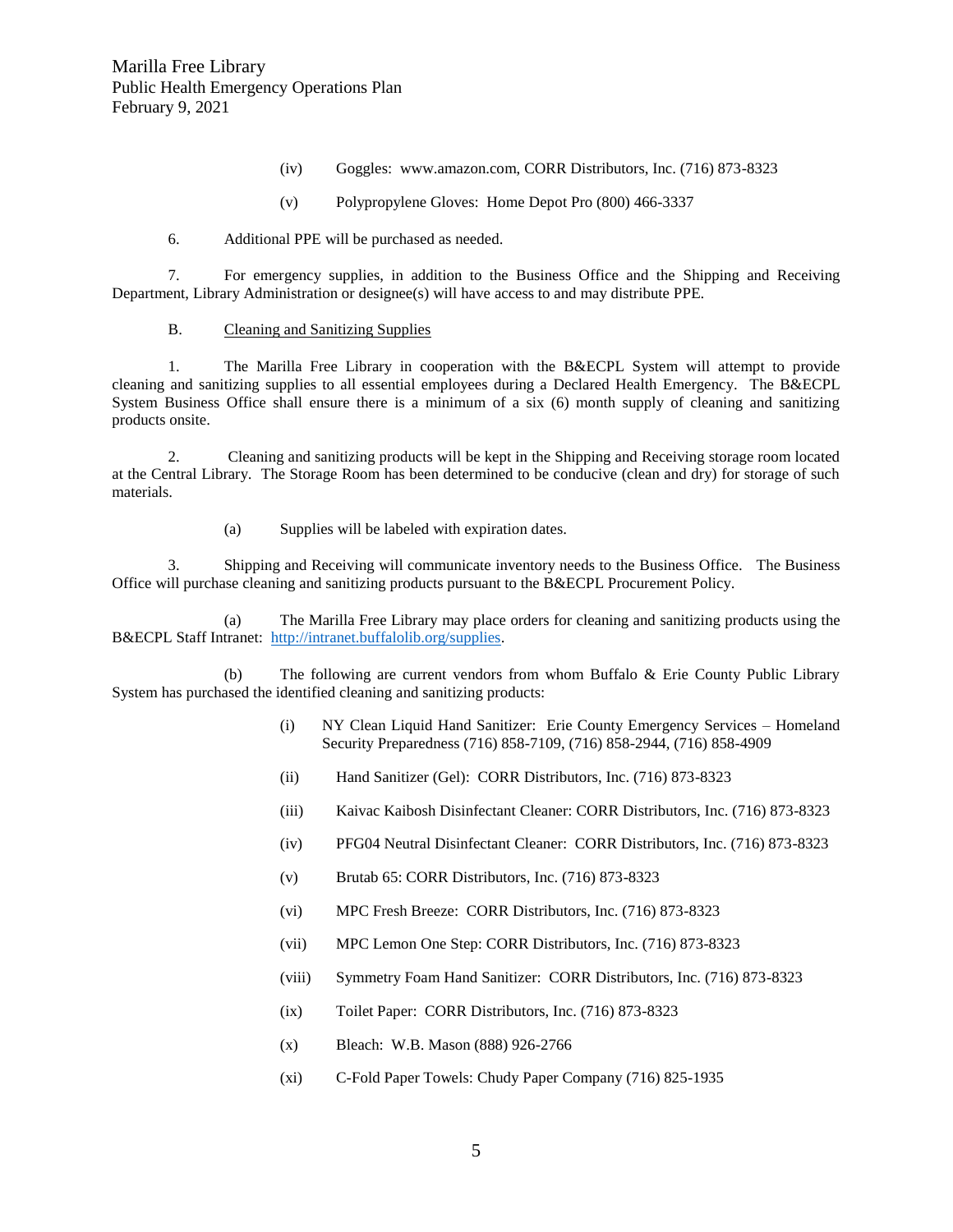(iv) Goggles: www.amazon.com, CORR Distributors, Inc. (716) 873-8323

(v) Polypropylene Gloves: Home Depot Pro (800) 466-3337

6. Additional PPE will be purchased as needed.

7. For emergency supplies, in addition to the Business Office and the Shipping and Receiving Department, Library Administration or designee(s) will have access to and may distribute PPE.

B. <u>Cleaning and Sanitizing Supplies</u>

1. The Marilla Free Library in cooperation with the B&ECPL System will attempt to provide cleaning and sanitizing supplies to all essential employees during a Declared Health Emergency. The B&ECPL System Business Office shall ensure there is a minimum of a six (6) month supply of cleaning and sanitizing products onsite.

2. Cleaning and sanitizing products will be kept in the Shipping and Receiving storage room located at the Central Library. The Storage Room has been determined to be conducive (clean and dry) for storage of such materials.

(a) Supplies will be labeled with expiration dates.

3. Shipping and Receiving will communicate inventory needs to the Business Office. The Business Office will purchase cleaning and sanitizing products pursuant to the B&ECPL Procurement Policy.

(a) The Marilla Free Library may place orders for cleaning and sanitizing products using the B&ECPL Staff Intranet: http://intranet.buffalolib.org/supplies.

(b) The following are current vendors from whom Buffalo & Erie County Public Library System has purchased the identified cleaning and sanitizing products:

(i) NY Clean Liquid Hand Sanitizer: Erie County Emergency Services – Homeland Security Preparedness (716) 858-7109, (716) 858-2944, (716) 858-4909

(ii) Hand Sanitizer (Gel): CORR Distributors, Inc. (716) 873-8323

(iii) Kaivac Kaibosh Disinfectant Cleaner: CORR Distributors, Inc. (716) 873-8323

(iv) PFG04 Neutral Disinfectant Cleaner: CORR Distributors, Inc. (716) 873-8323

(v) Brutab 65: CORR Distributors, Inc. (716) 873-8323

(vi) MPC Fresh Breeze: CORR Distributors, Inc. (716) 873-8323

(vii) MPC Lemon One Step: CORR Distributors, Inc. (716) 873-8323

(viii) Symmetry Foam Hand Sanitizer: CORR Distributors, Inc. (716) 873-8323

(ix) Toilet Paper: CORR Distributors, Inc. (716) 873-8323

(x) Bleach: W.B. Mason (888) 926-2766

(xi) C-Fold Paper Towels: Chudy Paper Company (716) 825-1935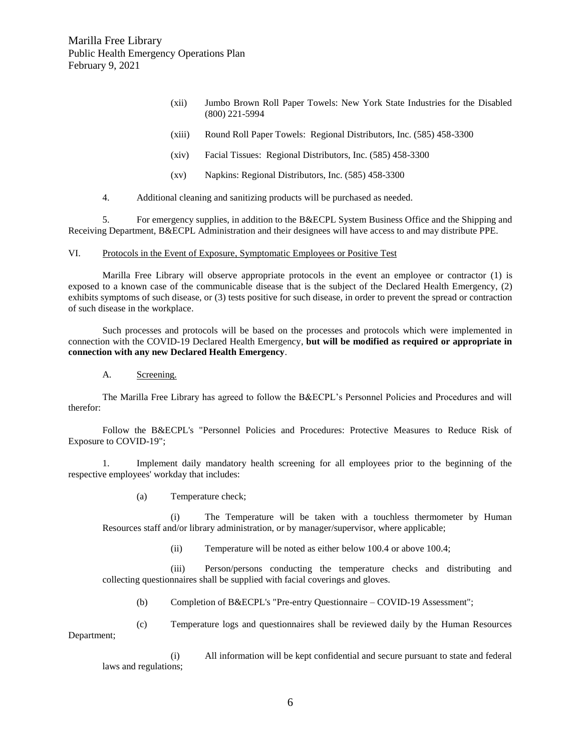(xii) Jumbo Brown Roll Paper Towels: New York State Industries for the Disabled (800) 221-5994

(xiii) Round Roll Paper Towels: Regional Distributors, Inc. (585) 458-3300

(xiv) Facial Tissues: Regional Distributors, Inc. (585) 458-3300

(xv) Napkins: Regional Distributors, Inc. (585) 458-3300

4. Additional cleaning and sanitizing products will be purchased as needed.

5. For emergency supplies, in addition to the B&ECPL System Business Office and the Shipping and Receiving Department, B&ECPL Administration and their designees will have access to and may distribute PPE.

VI. Protocols in the Event of Exposure, Symptomatic Employees or Positive Test

Marilla Free Library will observe appropriate protocols in the event an employee or contractor (1) is exposed to a known case of the communicable disease that is the subject of the Declared Health Emergency, (2) exhibits symptoms of such disease, or (3) tests positive for such disease, in order to prevent the spread or contraction of such disease in the workplace.

Such processes and protocols will be based on the processes and protocols which were implemented in connection with the COVID-19 Declared Health Emergency, **but will be modified as required or appropriate in connection with any new Declared Health Emergency**.

A. Screening.

The Marilla Free Library has agreed to follow the B&ECPL's Personnel Policies and Procedures and will therefor:

Follow the B&ECPL's "Personnel Policies and Procedures: Protective Measures to Reduce Risk of Exposure to COVID-19";

1. Implement daily mandatory health screening for all employees prior to the beginning of the respective employees' workday that includes:

(a) Temperature check;

(i) The Temperature will be taken with a touchless thermometer by Human Resources staff and/or library administration, or by manager/supervisor, where applicable;

(ii) Temperature will be noted as either below 100.4 or above 100.4;

(iii) Person/persons conducting the temperature checks and distributing and collecting questionnaires shall be supplied with facial coverings and gloves.

(b) Completion of B&ECPL's "Pre-entry Questionnaire – COVID-19 Assessment";

(c) Temperature logs and questionnaires shall be reviewed daily by the Human Resources Department;

(i) All information will be kept confidential and secure pursuant to state and federal laws and regulations;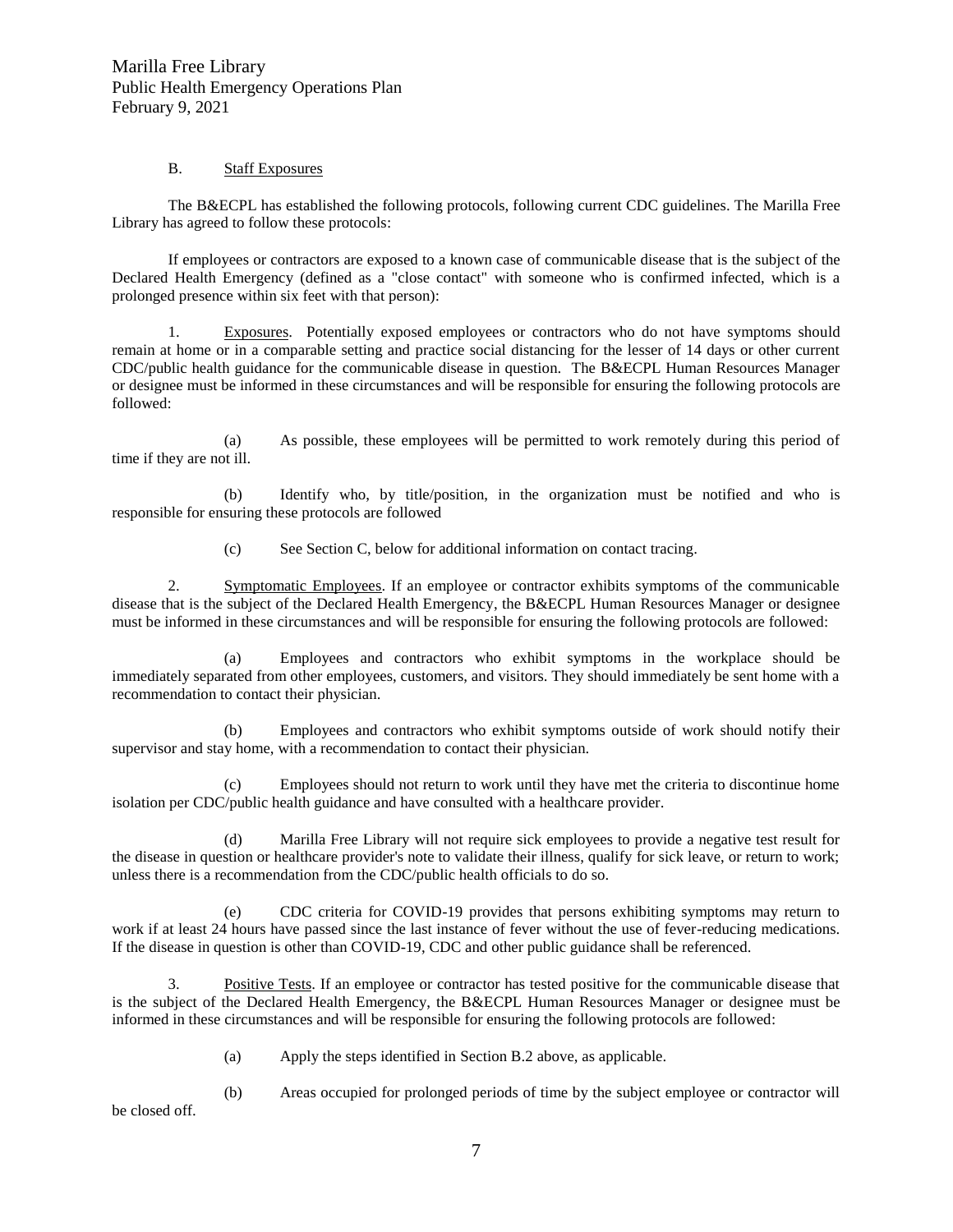B. Staff Exposures

The B&ECPL has established the following protocols, following current CDC guidelines. The Marilla Free Library has agreed to follow these protocols:

If employees or contractors are exposed to a known case of communicable disease that is the subject of the Declared Health Emergency (defined as a "close contact" with someone who is confirmed infected, which is a prolonged presence within six feet with that person):

1. Exposures. Potentially exposed employees or contractors who do not have symptoms should remain at home or in a comparable setting and practice social distancing for the lesser of 14 days or other current CDC/public health guidance for the communicable disease in question. The B&ECPL Human Resources Manager or designee must be informed in these circumstances and will be responsible for ensuring the following protocols are followed:

(a) As possible, these employees will be permitted to work remotely during this period of time if they are not ill.

(b) Identify who, by title/position, in the organization must be notified and who is responsible for ensuring these protocols are followed

(c) See Section C, below for additional information on contact tracing.

2. Symptomatic Employees. If an employee or contractor exhibits symptoms of the communicable disease that is the subject of the Declared Health Emergency, the B&ECPL Human Resources Manager or designee must be informed in these circumstances and will be responsible for ensuring the following protocols are followed:

(a) Employees and contractors who exhibit symptoms in the workplace should be immediately separated from other employees, customers, and visitors. They should immediately be sent home with a recommendation to contact their physician.

(b) Employees and contractors who exhibit symptoms outside of work should notify their supervisor and stay home, with a recommendation to contact their physician.

(c) Employees should not return to work until they have met the criteria to discontinue home isolation per CDC/public health guidance and have consulted with a healthcare provider.

(d) Marilla Free Library will not require sick employees to provide a negative test result for the disease in question or healthcare provider's note to validate their illness, qualify for sick leave, or return to work; unless there is a recommendation from the CDC/public health officials to do so.

(e) CDC criteria for COVID-19 provides that persons exhibiting symptoms may return to work if at least 24 hours have passed since the last instance of fever without the use of fever-reducing medications. If the disease in question is other than COVID-19, CDC and other public guidance shall be referenced.

3. Positive Tests. If an employee or contractor has tested positive for the communicable disease that is the subject of the Declared Health Emergency, the B&ECPL Human Resources Manager or designee must be informed in these circumstances and will be responsible for ensuring the following protocols are followed:

(a) Apply the steps identified in Section B.2 above, as applicable.

(b) Areas occupied for prolonged periods of time by the subject employee or contractor will be closed off.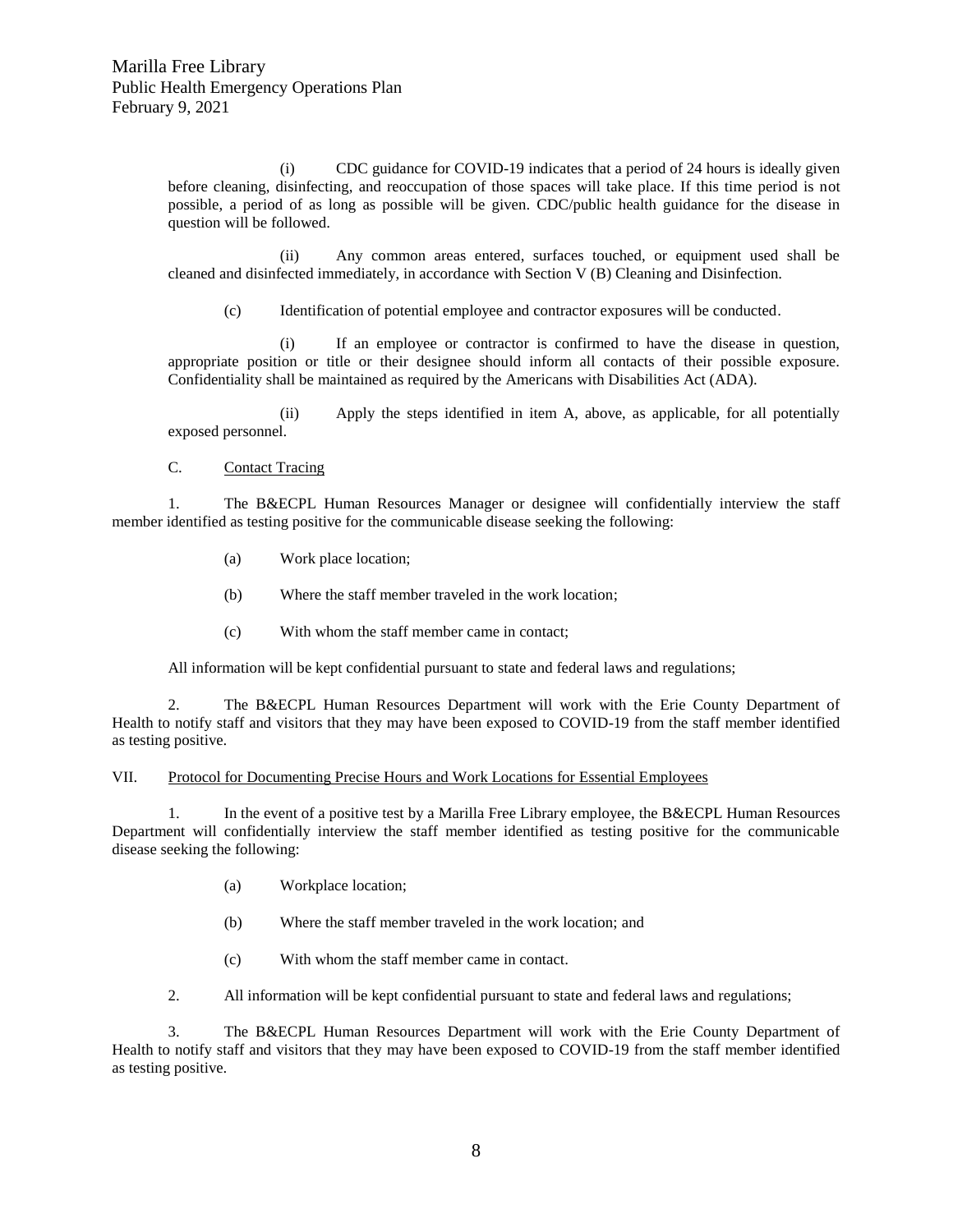(i) CDC guidance for COVID-19 indicates that a period of 24 hours is ideally given before cleaning, disinfecting, and reoccupation of those spaces will take place. If this time period is not possible, a period of as long as possible will be given. CDC/public health guidance for the disease in question will be followed.

(ii) Any common areas entered, surfaces touched, or equipment used shall be cleaned and disinfected immediately, in accordance with Section V (B) Cleaning and Disinfection.

(c) Identification of potential employee and contractor exposures will be conducted.

(i) If an employee or contractor is confirmed to have the disease in question, appropriate position or title or their designee should inform all contacts of their possible exposure. Confidentiality shall be maintained as required by the Americans with Disabilities Act (ADA).

(ii) Apply the steps identified in item A, above, as applicable, for all potentially exposed personnel.

C. Contact Tracing

1. The B&ECPL Human Resources Manager or designee will confidentially interview the staff member identified as testing positive for the communicable disease seeking the following:

(a) Work place location;

(b) Where the staff member traveled in the work location;

(c) With whom the staff member came in contact;

All information will be kept confidential pursuant to state and federal laws and regulations;

2. The B&ECPL Human Resources Department will work with the Erie County Department of Health to notify staff and visitors that they may have been exposed to COVID-19 from the staff member identified as testing positive.

VII. Protocol for Documenting Precise Hours and Work Locations for Essential Employees

1. In the event of a positive test by a Marilla Free Library employee, the B&ECPL Human Resources Department will confidentially interview the staff member identified as testing positive for the communicable disease seeking the following:

(a) Workplace location;

(b) Where the staff member traveled in the work location; and

(c) With whom the staff member came in contact.

2. All information will be kept confidential pursuant to state and federal laws and regulations;

3. The B&ECPL Human Resources Department will work with the Erie County Department of Health to notify staff and visitors that they may have been exposed to COVID-19 from the staff member identified as testing positive.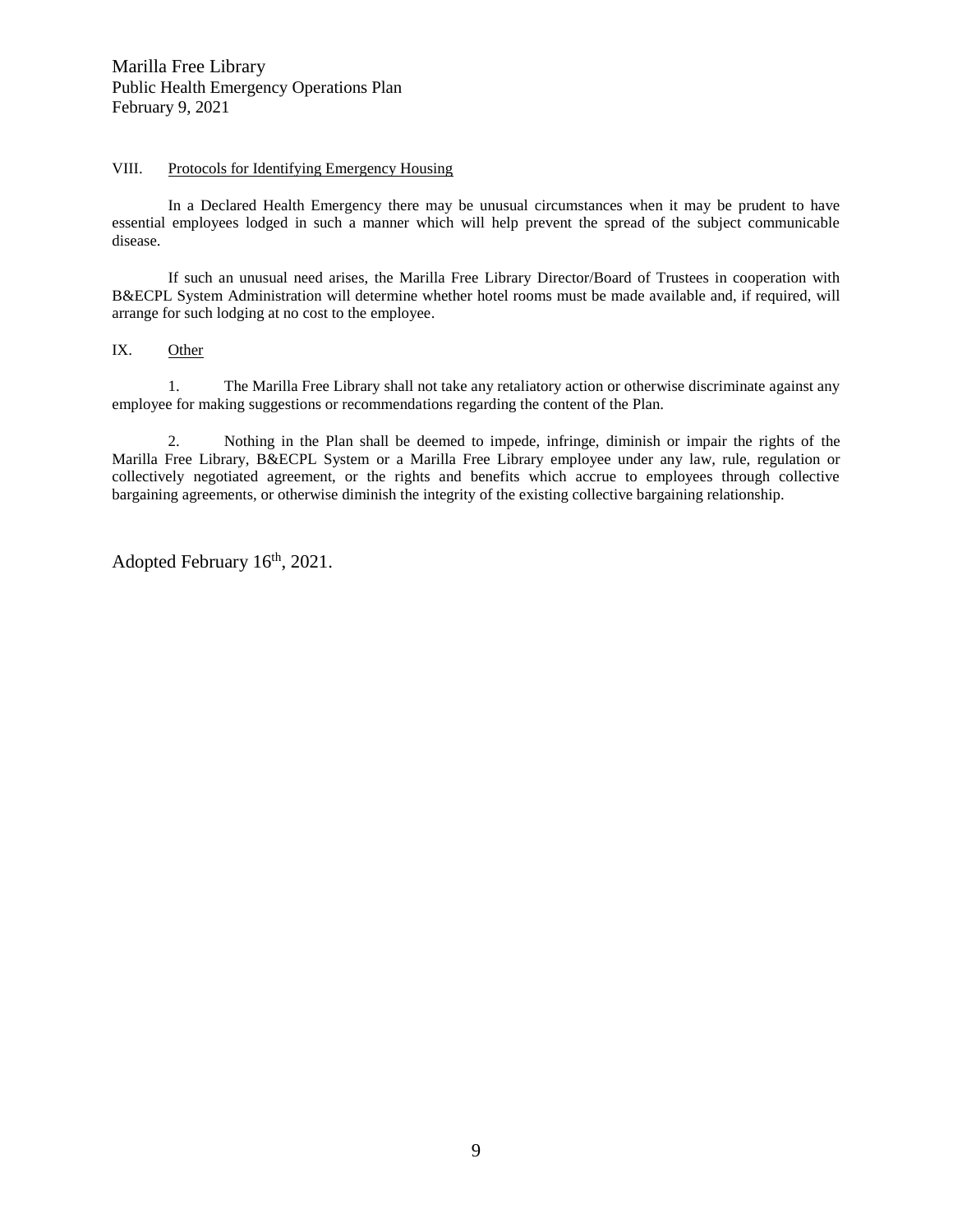## VIII. Protocols for Identifying Emergency Housing

In a Declared Health Emergency there may be unusual circumstances when it may be prudent to have essential employees lodged in such a manner which will help prevent the spread of the subject communicable disease.

If such an unusual need arises, the Marilla Free Library Director/Board of Trustees in cooperation with B&ECPL System Administration will determine whether hotel rooms must be made available and, if required, will arrange for such lodging at no cost to the employee.

## IX. Other

1. The Marilla Free Library shall not take any retaliatory action or otherwise discriminate against any employee for making suggestions or recommendations regarding the content of the Plan.

2. Nothing in the Plan shall be deemed to impede, infringe, diminish or impair the rights of the Marilla Free Library, B&ECPL System or a Marilla Free Library employee under any law, rule, regulation or collectively negotiated agreement, or the rights and benefits which accrue to employees through collective bargaining agreements, or otherwise diminish the integrity of the existing collective bargaining relationship.

Adopted February 16th, 2021.